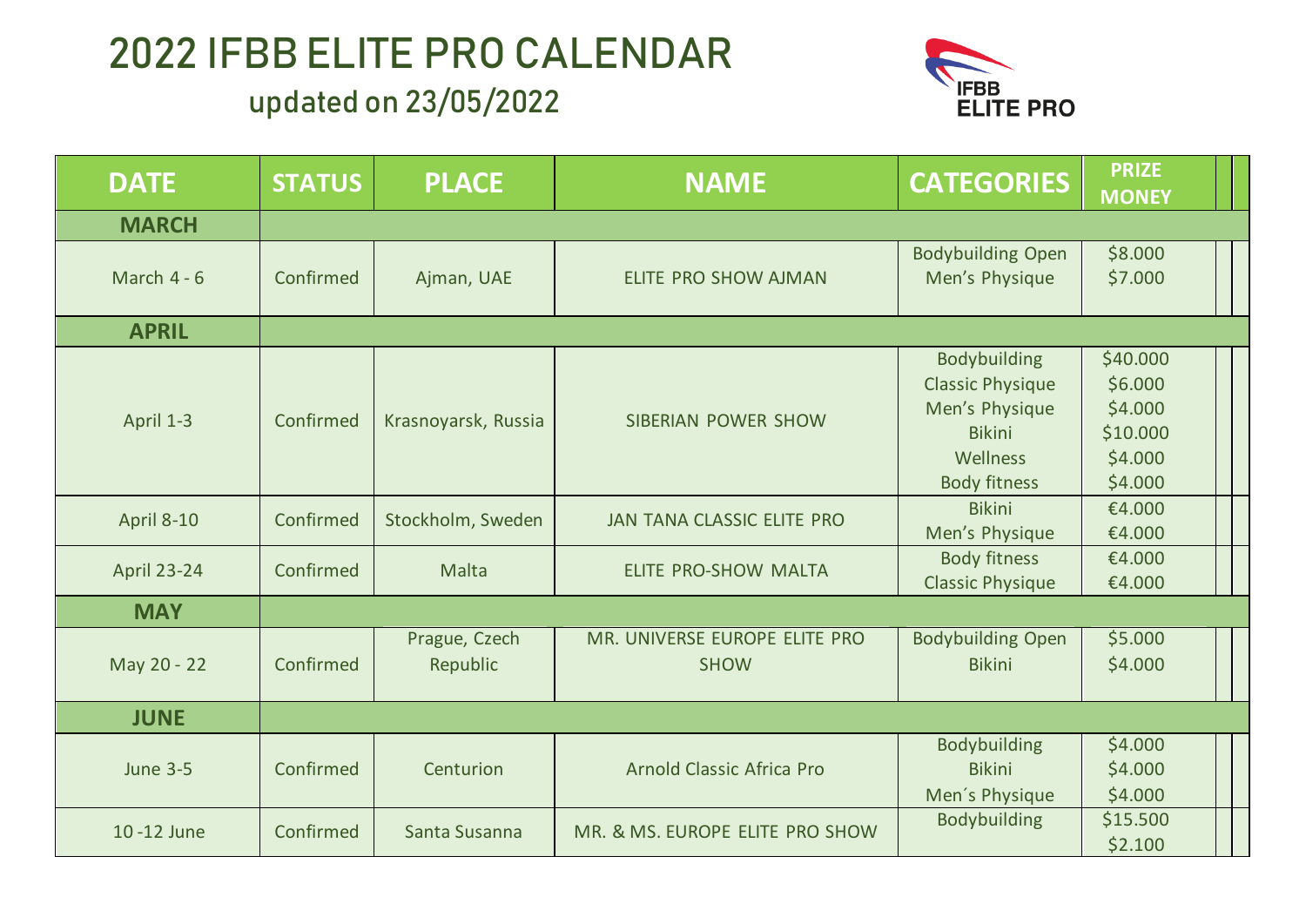# 2022 IFBB ELITE PRO CALENDAR

## updated on 23/05/2022

| DATE | STATUS | PLACE | NAME | CATEGORIES | PRIZE MONEY |
|---|---|---|---|---|---|
| **MARCH** | | | | | |
| March 4 - 6 | Confirmed | Ajman, UAE | ELITE PRO SHOW AJMAN | Bodybuilding Open<br>Men's Physique | $8.000<br>$7.000 |
| **APRIL** | | | | | |
| April 1-3 | Confirmed | Krasnoyarsk, Russia | SIBERIAN POWER SHOW | Bodybuilding<br>Classic Physique<br>Men's Physique<br>Bikini<br>Wellness<br>Body fitness | $40.000<br>$6.000<br>$4.000<br>$10.000<br>$4.000<br>$4.000 |
| April 8-10 | Confirmed | Stockholm, Sweden | JAN TANA CLASSIC ELITE PRO | Bikini<br>Men's Physique | €4.000<br>€4.000 |
| April 23-24 | Confirmed | Malta | ELITE PRO-SHOW MALTA | Body fitness<br>Classic Physique | €4.000<br>€4.000 |
| **MAY** | | | | | |
| May 20 - 22 | Confirmed | Prague, Czech Republic | MR. UNIVERSE EUROPE ELITE PRO SHOW | Bodybuilding Open<br>Bikini | $5.000<br>$4.000 |
| **JUNE** | | | | | |
| June 3-5 | Confirmed | Centurion | Arnold Classic Africa Pro | Bodybuilding<br>Bikini<br>Men´s Physique | $4.000<br>$4.000<br>$4.000 |
| 10 -12 June | Confirmed | Santa Susanna | MR. & MS. EUROPE ELITE PRO SHOW | Bodybuilding | $15.500<br>$2.100 |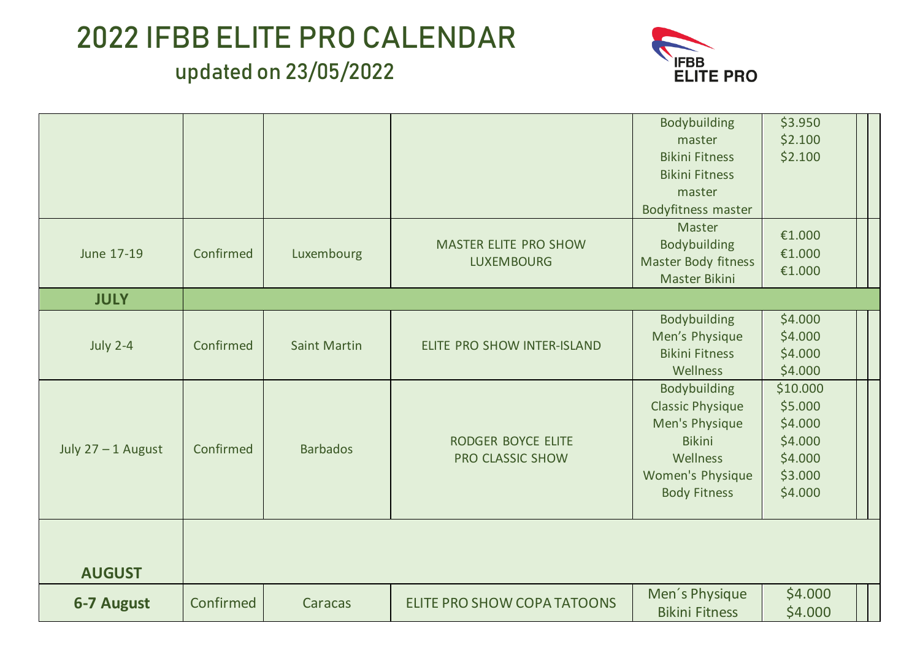# 2022 IFBB ELITE PRO CALENDAR

## updated on 23/05/2022

IFBB ELITE PRO

| | | | | | | | |
|---|---|---|---|---|---|---|---|
| | | | | Bodybuilding master<br>Bikini Fitness<br>Bikini Fitness master<br>Bodyfitness master | \$3.950<br>\$2.100<br>\$2.100 | | |
| June 17-19 | Confirmed | Luxembourg | MASTER ELITE PRO SHOW LUXEMBOURG | Master Bodybuilding<br>Master Body fitness<br>Master Bikini | €1.000<br>€1.000<br>€1.000 | | |
| **JULY** | | | | | | | |
| July 2-4 | Confirmed | Saint Martin | ELITE PRO SHOW INTER-ISLAND | Bodybuilding<br>Men's Physique<br>Bikini Fitness<br>Wellness | \$4.000<br>\$4.000<br>\$4.000<br>\$4.000 | | |
| July 27 – 1 August | Confirmed | Barbados | RODGER BOYCE ELITE PRO CLASSIC SHOW | Bodybuilding<br>Classic Physique<br>Men's Physique<br>Bikini<br>Wellness<br>Women's Physique<br>Body Fitness | \$10.000<br>\$5.000<br>\$4.000<br>\$4.000<br>\$4.000<br>\$3.000<br>\$4.000 | | |
| **AUGUST** | | | | | | | |
| **6-7 August** | Confirmed | Caracas | ELITE PRO SHOW COPA TATOONS | Men´s Physique<br>Bikini Fitness | \$4.000<br>\$4.000 | | |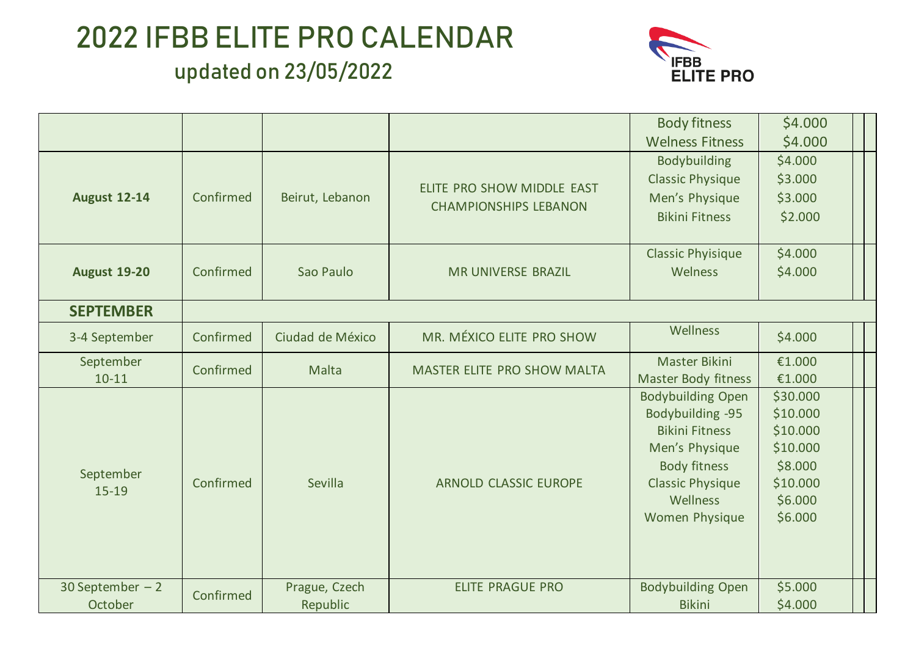# 2022 IFBB ELITE PRO CALENDAR

## updated on 23/05/2022

IFBB ELITE PRO

| | | | | | | |
|---|---|---|---|---|---|---|
| | | | | Body fitness<br>Welness Fitness | \$4.000<br>\$4.000 | |
| **August 12-14** | Confirmed | Beirut, Lebanon | ELITE PRO SHOW MIDDLE EAST CHAMPIONSHIPS LEBANON | Bodybuilding<br>Classic Physique<br>Men's Physique<br>Bikini Fitness | \$4.000<br>\$3.000<br>\$3.000<br>\$2.000 | |
| **August 19-20** | Confirmed | Sao Paulo | MR UNIVERSE BRAZIL | Classic Phyisique<br>Welness | \$4.000<br>\$4.000 | |
| **SEPTEMBER** | | | | | | |
| 3-4 September | Confirmed | Ciudad de México | MR. MÉXICO ELITE PRO SHOW | Wellness | \$4.000 | |
| September 10-11 | Confirmed | Malta | MASTER ELITE PRO SHOW MALTA | Master Bikini<br>Master Body fitness | €1.000<br>€1.000 | |
| September 15-19 | Confirmed | Sevilla | ARNOLD CLASSIC EUROPE | Bodybuilding Open<br>Bodybuilding -95<br>Bikini Fitness<br>Men's Physique<br>Body fitness<br>Classic Physique<br>Wellness<br>Women Physique | \$30.000<br>\$10.000<br>\$10.000<br>\$10.000<br>\$8.000<br>\$10.000<br>\$6.000<br>\$6.000 | |
| 30 September – 2 October | Confirmed | Prague, Czech Republic | ELITE PRAGUE PRO | Bodybuilding Open<br>Bikini | \$5.000<br>\$4.000 | |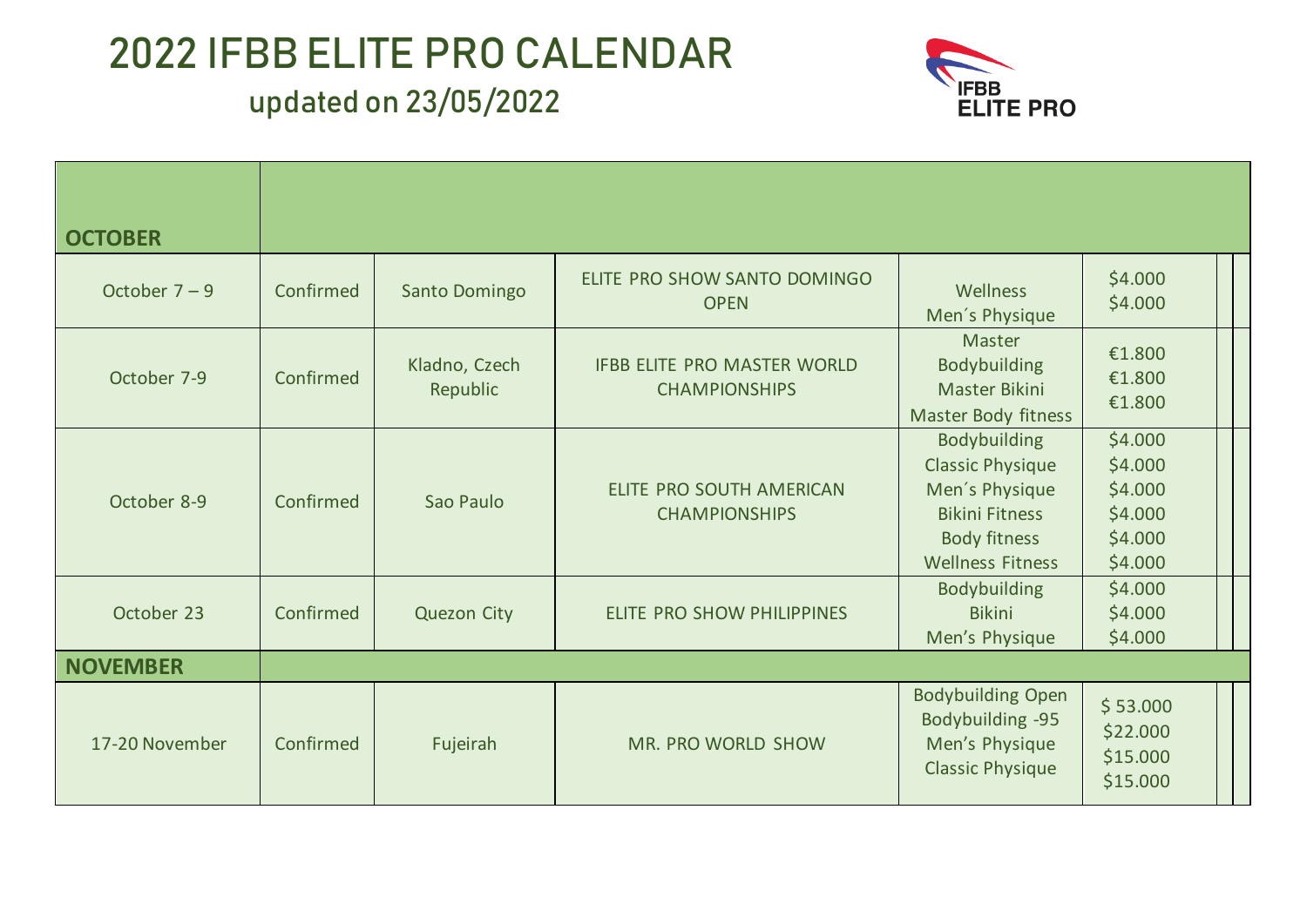# 2022 IFBB ELITE PRO CALENDAR

## updated on 23/05/2022

IFBB ELITE PRO

| | | | | | | |
|---|---|---|---|---|---|---|
| **OCTOBER** | | | | | | |
| October 7 – 9 | Confirmed | Santo Domingo | ELITE PRO SHOW SANTO DOMINGO OPEN | Wellness<br>Men´s Physique | $4.000<br>$4.000 | |
| October 7-9 | Confirmed | Kladno, Czech Republic | IFBB ELITE PRO MASTER WORLD CHAMPIONSHIPS | Master Bodybuilding<br>Master Bikini<br>Master Body fitness | €1.800<br>€1.800<br>€1.800 | |
| October 8-9 | Confirmed | Sao Paulo | ELITE PRO SOUTH AMERICAN CHAMPIONSHIPS | Bodybuilding<br>Classic Physique<br>Men´s Physique<br>Bikini Fitness<br>Body fitness<br>Wellness Fitness | $4.000<br>$4.000<br>$4.000<br>$4.000<br>$4.000<br>$4.000 | |
| October 23 | Confirmed | Quezon City | ELITE PRO SHOW PHILIPPINES | Bodybuilding<br>Bikini<br>Men's Physique | $4.000<br>$4.000<br>$4.000 | |
| **NOVEMBER** | | | | | | |
| 17-20 November | Confirmed | Fujeirah | MR. PRO WORLD SHOW | Bodybuilding Open<br>Bodybuilding -95<br>Men's Physique<br>Classic Physique | $ 53.000<br>$22.000<br>$15.000<br>$15.000 | |